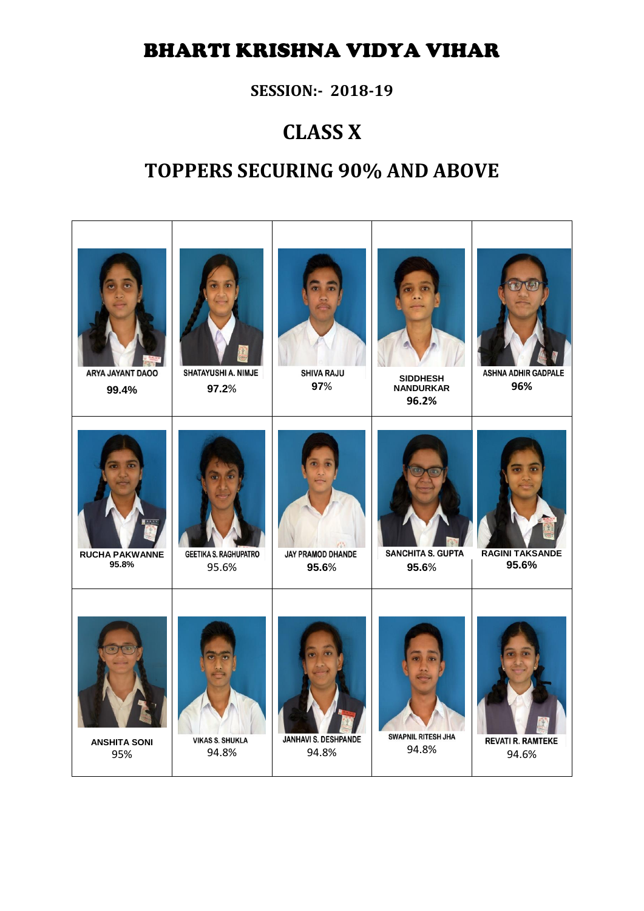# BHARTI KRISHNA VIDYA VIHAR

## SESSION:- 2018-19

## CLASS X

## TOPPERS SECURING 90% AND ABOVE

| | | | | |
|---|---|---|---|---|
| ARYA JAYANT DAOO<br>99.4% | SHATAYUSHI A. NIMJE<br>97.2% | SHIVA RAJU<br>97% | SIDDHESH NANDURKAR<br>96.2% | ASHNA ADHIR GADPALE<br>96% |
| RUCHA PAKWANNE<br>95.8% | GEETIKA S. RAGHUPATRO<br>95.6% | JAY PRAMOD DHANDE<br>95.6% | SANCHITA S. GUPTA<br>95.6% | RAGINI TAKSANDE<br>95.6% |
| ANSHITA SONI<br>95% | VIKAS S. SHUKLA<br>94.8% | JANHAVI S. DESHPANDE<br>94.8% | SWAPNIL RITESH JHA<br>94.8% | REVATI R. RAMTEKE<br>94.6% |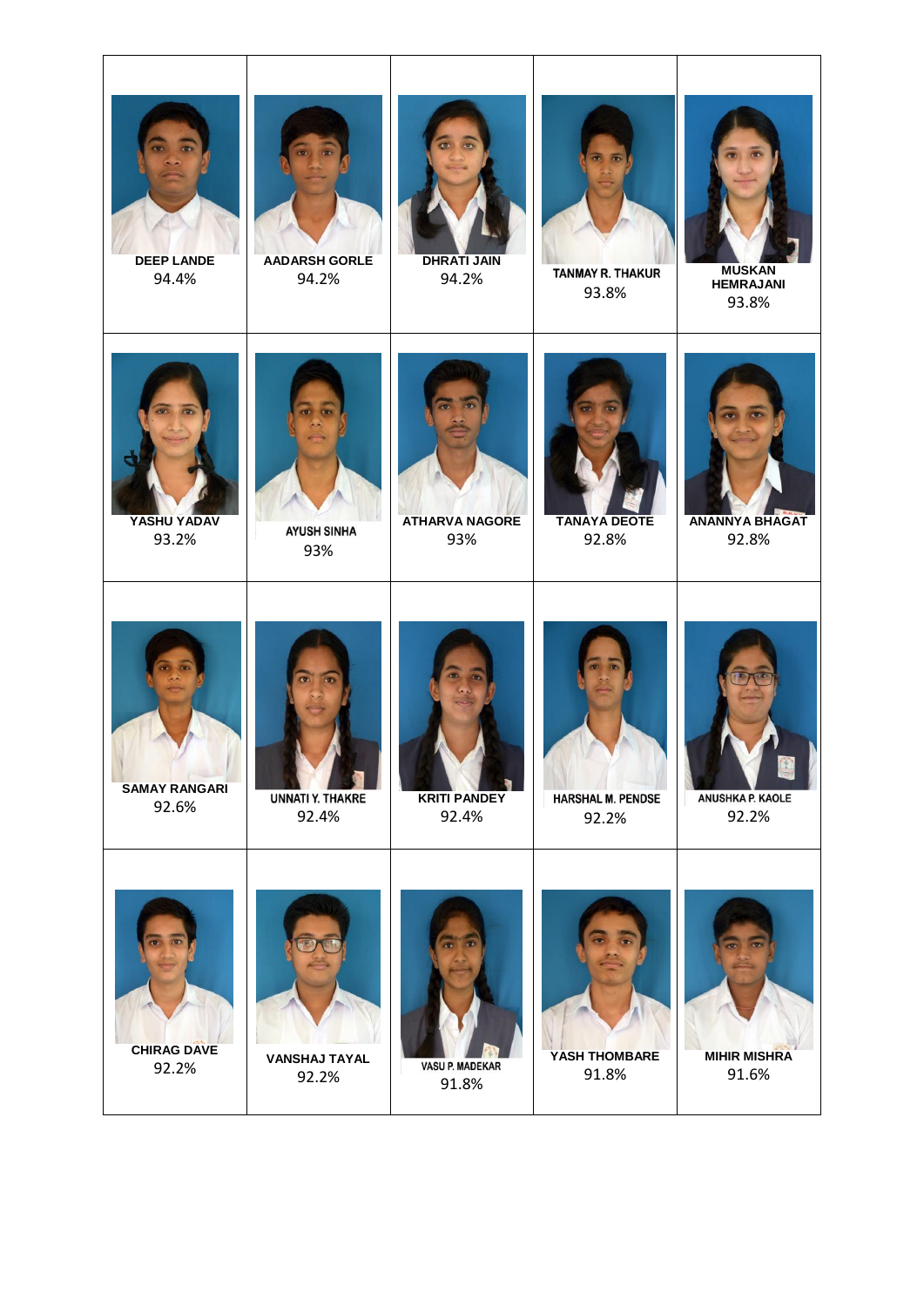| | | | | |
|---|---|---|---|---|
| **DEEP LANDE**<br>94.4% | **AADARSH GORLE**<br>94.2% | **DHRATI JAIN**<br>94.2% | **TANMAY R. THAKUR**<br>93.8% | **MUSKAN HEMRAJANI**<br>93.8% |
| **YASHU YADAV**<br>93.2% | **AYUSH SINHA**<br>93% | **ATHARVA NAGORE**<br>93% | **TANAYA DEOTE**<br>92.8% | **ANANNYA BHAGAT**<br>92.8% |
| **SAMAY RANGARI**<br>92.6% | **UNNATI Y. THAKRE**<br>92.4% | **KRITI PANDEY**<br>92.4% | **HARSHAL M. PENDSE**<br>92.2% | **ANUSHKA P. KAOLE**<br>92.2% |
| **CHIRAG DAVE**<br>92.2% | **VANSHAJ TAYAL**<br>92.2% | **VASU P. MADEKAR**<br>91.8% | **YASH THOMBARE**<br>91.8% | **MIHIR MISHRA**<br>91.6% |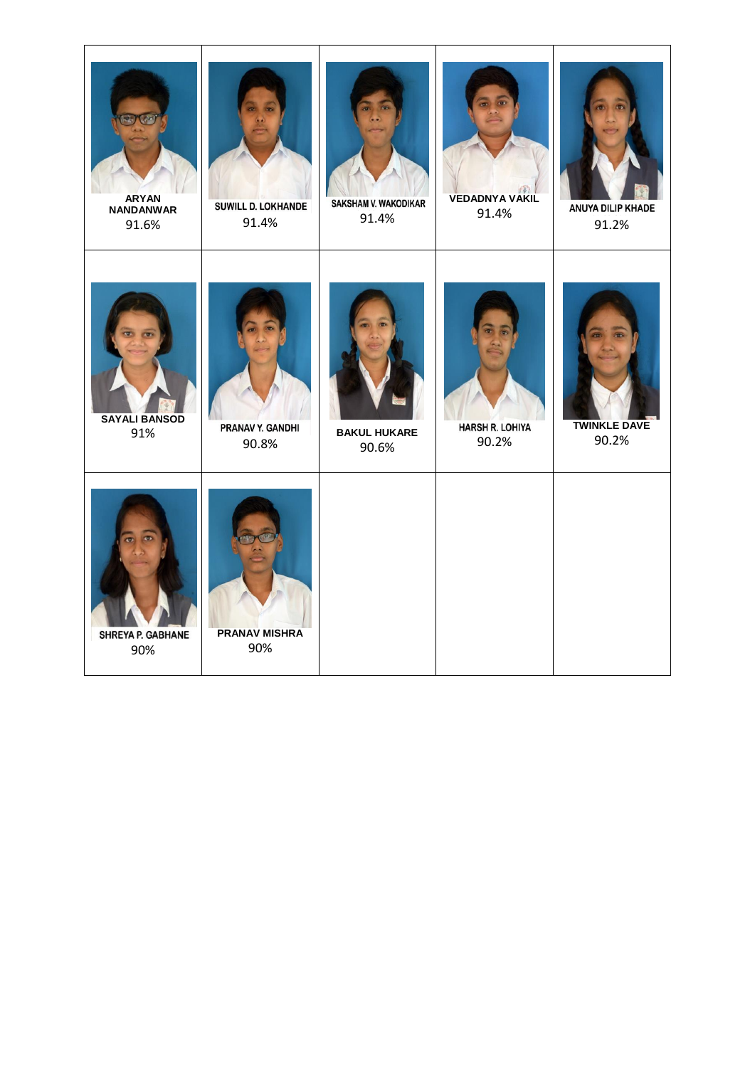| | | | | |
|---|---|---|---|---|
| ARYAN NANDANWAR 91.6% | SUWILL D. LOKHANDE 91.4% | SAKSHAM V. WAKODIKAR 91.4% | VEDADNYA VAKIL 91.4% | ANUYA DILIP KHADE 91.2% |
| SAYALI BANSOD 91% | PRANAV Y. GANDHI 90.8% | BAKUL HUKARE 90.6% | HARSH R. LOHIYA 90.2% | TWINKLE DAVE 90.2% |
| SHREYA P. GABHANE 90% | PRANAV MISHRA 90% | | | |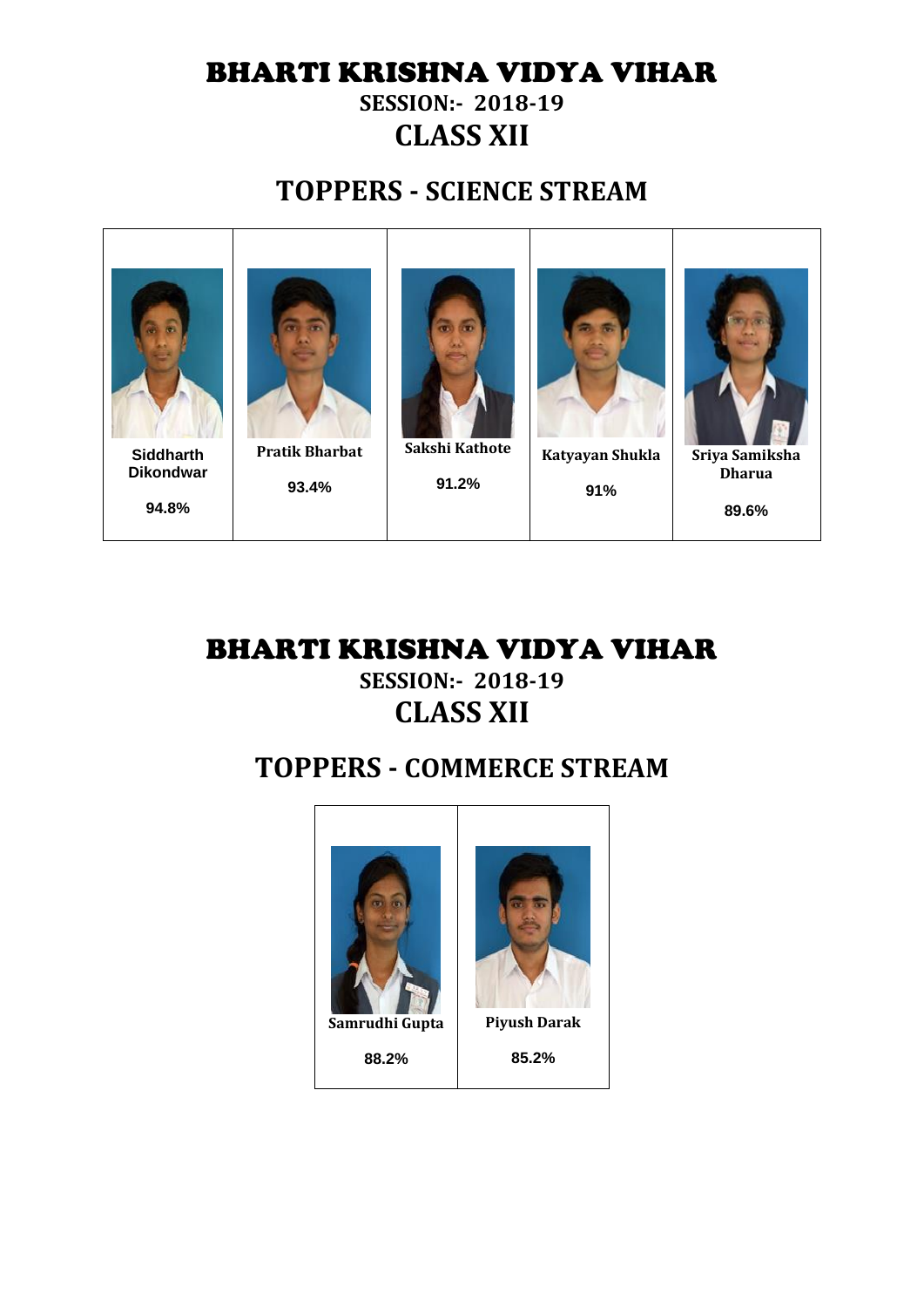# BHARTI KRISHNA VIDYA VIHAR

**SESSION:- 2018-19**

## CLASS XII

## TOPPERS - SCIENCE STREAM

| Siddharth Dikondwar | Pratik Bharbat | Sakshi Kathote | Katyayan Shukla | Sriya Samiksha Dharua |
|---|---|---|---|---|
| 94.8% | 93.4% | 91.2% | 91% | 89.6% |

# BHARTI KRISHNA VIDYA VIHAR

**SESSION:- 2018-19**

## CLASS XII

## TOPPERS - COMMERCE STREAM

| Samrudhi Gupta | Piyush Darak |
|---|---|
| 88.2% | 85.2% |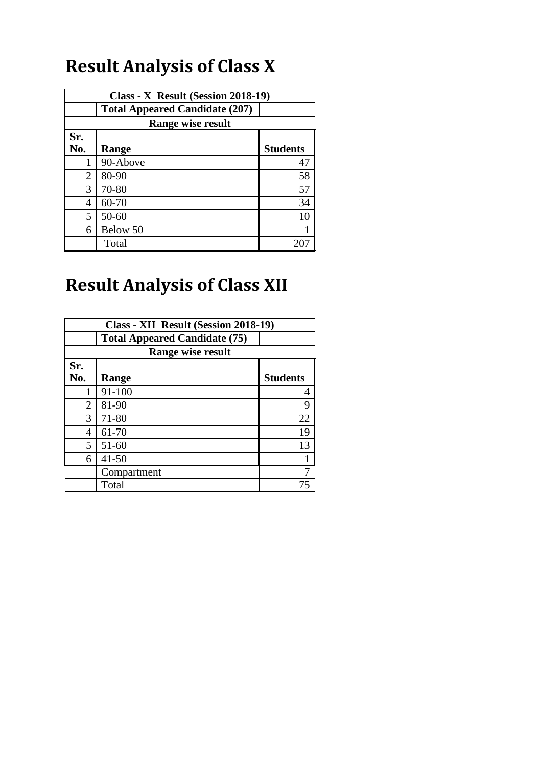# Result Analysis of Class X

| Class - X Result (Session 2018-19) | | |
|---|---|---|
| | **Total Appeared Candidate (207)** | |
| **Range wise result** | | |
| **Sr. No.** | **Range** | **Students** |
| 1 | 90-Above | 47 |
| 2 | 80-90 | 58 |
| 3 | 70-80 | 57 |
| 4 | 60-70 | 34 |
| 5 | 50-60 | 10 |
| 6 | Below 50 | 1 |
| | Total | 207 |

# Result Analysis of Class XII

| Class - XII Result (Session 2018-19) | | |
|---|---|---|
| | **Total Appeared Candidate (75)** | |
| **Range wise result** | | |
| **Sr. No.** | **Range** | **Students** |
| 1 | 91-100 | 4 |
| 2 | 81-90 | 9 |
| 3 | 71-80 | 22 |
| 4 | 61-70 | 19 |
| 5 | 51-60 | 13 |
| 6 | 41-50 | 1 |
| | Compartment | 7 |
| | Total | 75 |